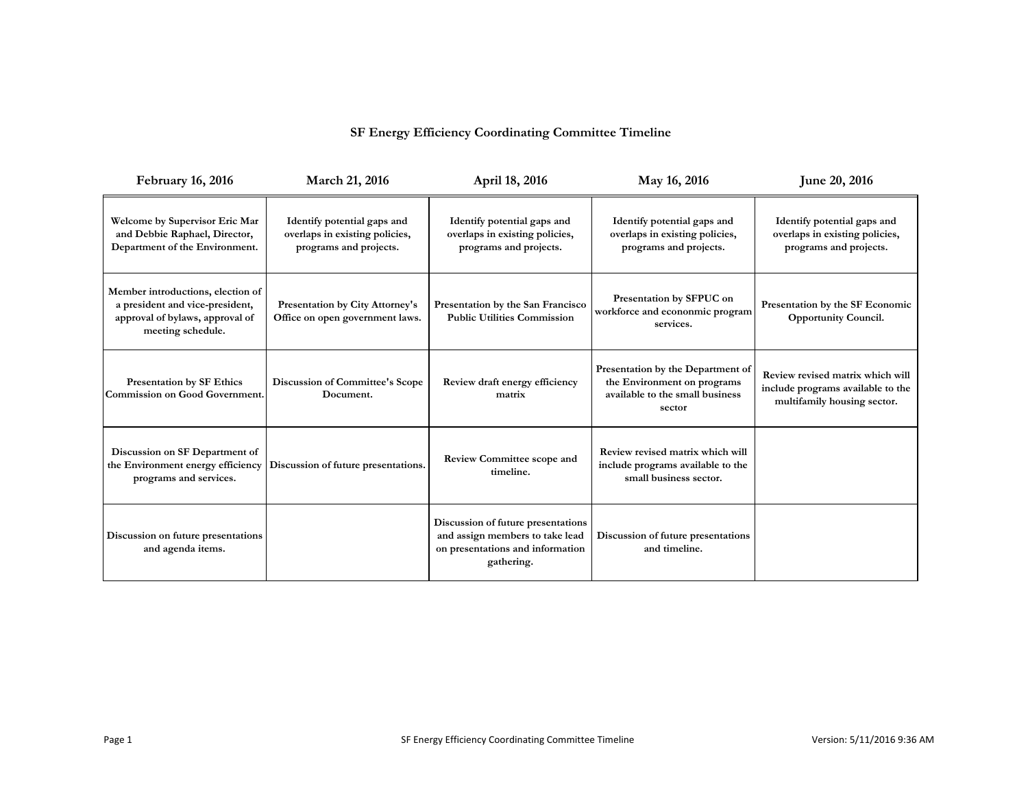# SF Energy Efficiency Coordinating Committee Timeline

| February 16, 2016 | March 21, 2016 | April 18, 2016 | May 16, 2016 | June 20, 2016 |
|---|---|---|---|---|
| Welcome by Supervisor Eric Mar and Debbie Raphael, Director, Department of the Environment. | Identify potential gaps and overlaps in existing policies, programs and projects. | Identify potential gaps and overlaps in existing policies, programs and projects. | Identify potential gaps and overlaps in existing policies, programs and projects. | Identify potential gaps and overlaps in existing policies, programs and projects. |
| Member introductions, election of a president and vice-president, approval of bylaws, approval of meeting schedule. | Presentation by City Attorney's Office on open government laws. | Presentation by the San Francisco Public Utilities Commission | Presentation by SFPUC on workforce and econonmic program services. | Presentation by the SF Economic Opportunity Council. |
| Presentation by SF Ethics Commission on Good Government. | Discussion of Committee's Scope Document. | Review draft energy efficiency matrix | Presentation by the Department of the Environment on programs available to the small business sector | Review revised matrix which will include programs available to the multifamily housing sector. |
| Discussion on SF Department of the Environment energy efficiency programs and services. | Discussion of future presentations. | Review Committee scope and timeline. | Review revised matrix which will include programs available to the small business sector. | |
| Discussion on future presentations and agenda items. | | Discussion of future presentations and assign members to take lead on presentations and information gathering. | Discussion of future presentations and timeline. | |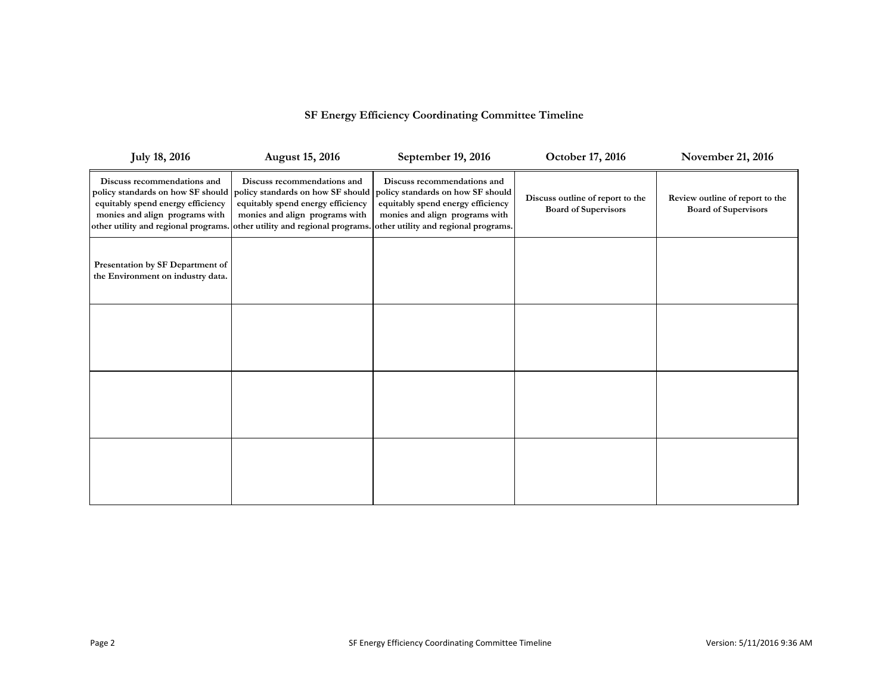**SF Energy Efficiency Coordinating Committee Timeline**

| July 18, 2016 | August 15, 2016 | September 19, 2016 | October 17, 2016 | November 21, 2016 |
|---|---|---|---|---|
| Discuss recommendations and policy standards on how SF should equitably spend energy efficiency monies and align programs with other utility and regional programs. | Discuss recommendations and policy standards on how SF should equitably spend energy efficiency monies and align programs with other utility and regional programs. | Discuss recommendations and policy standards on how SF should equitably spend energy efficiency monies and align programs with other utility and regional programs. | Discuss outline of report to the Board of Supervisors | Review outline of report to the Board of Supervisors |
| Presentation by SF Department of the Environment on industry data. | | | | |
| | | | | |
| | | | | |
| | | | | |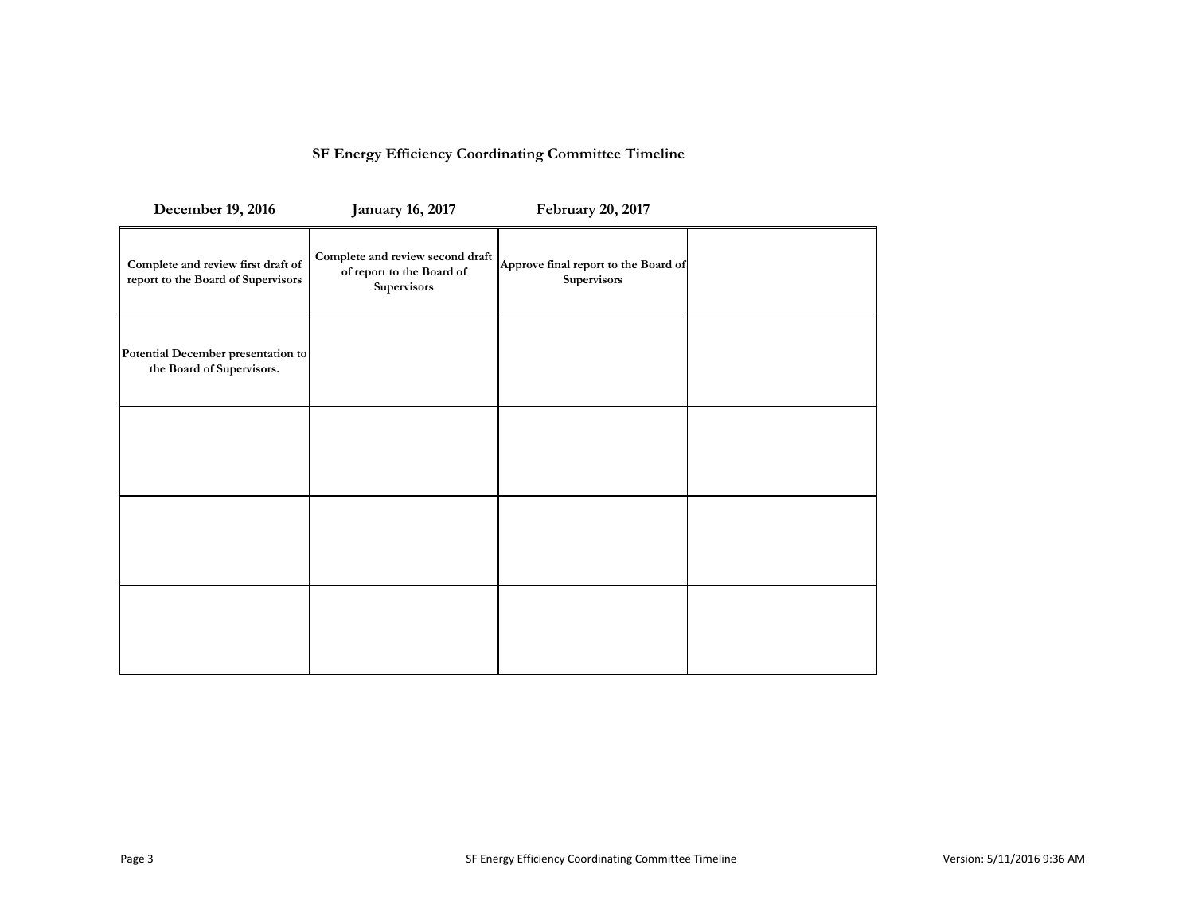## SF Energy Efficiency Coordinating Committee Timeline

| December 19, 2016 | January 16, 2017 | February 20, 2017 | |
|---|---|---|---|
| Complete and review first draft of report to the Board of Supervisors | Complete and review second draft of report to the Board of Supervisors | Approve final report to the Board of Supervisors | |
| Potential December presentation to the Board of Supervisors. | | | |
| | | | |
| | | | |
| | | | |